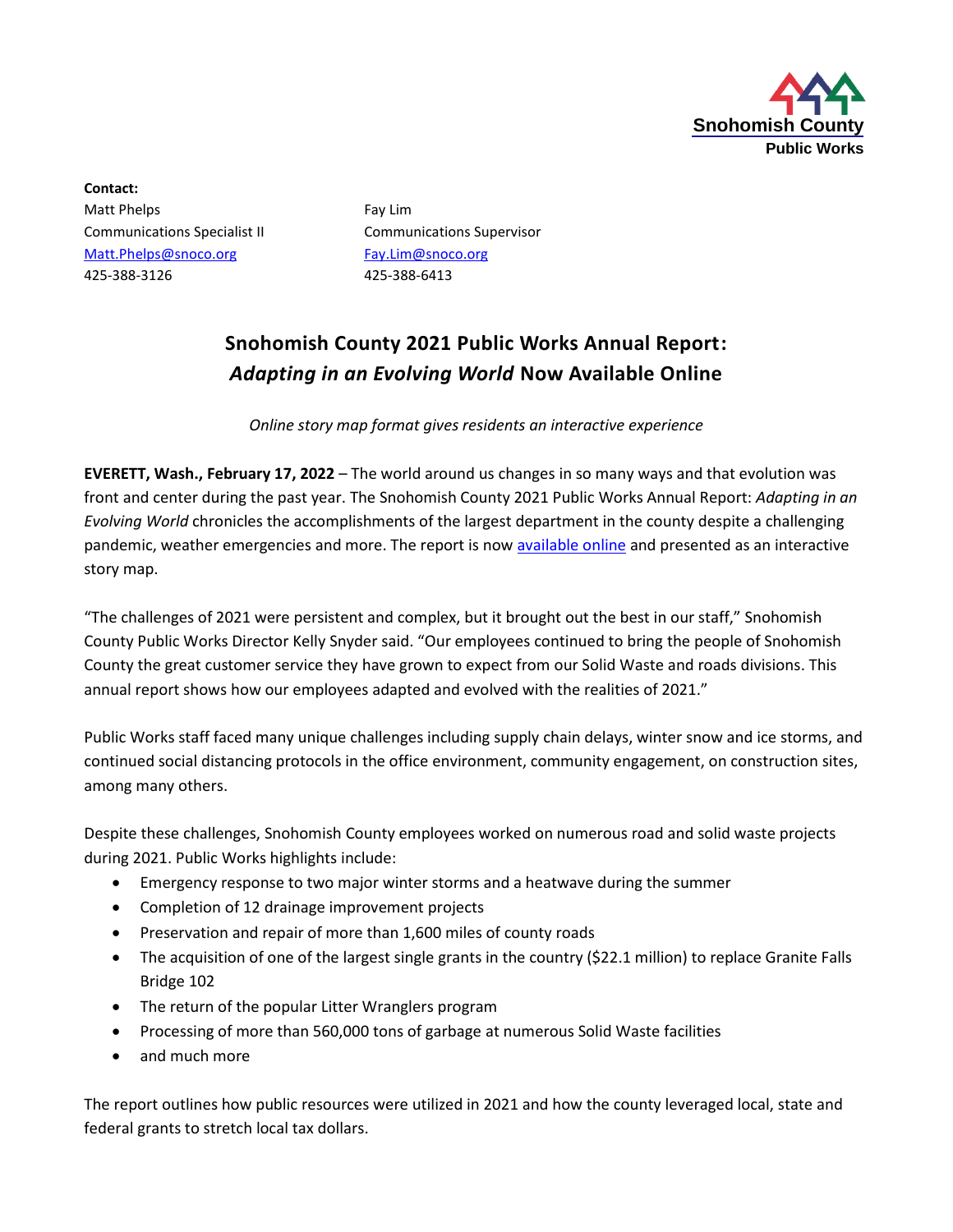Snohomish County
Public Works

**Contact:**

Matt Phelps
Communications Specialist II
Matt.Phelps@snoco.org
425-388-3126

Fay Lim
Communications Supervisor
Fay.Lim@snoco.org
425-388-6413

# Snohomish County 2021 Public Works Annual Report: *Adapting in an Evolving World* Now Available Online

*Online story map format gives residents an interactive experience*

**EVERETT, Wash., February 17, 2022** – The world around us changes in so many ways and that evolution was front and center during the past year. The Snohomish County 2021 Public Works Annual Report: *Adapting in an Evolving World* chronicles the accomplishments of the largest department in the county despite a challenging pandemic, weather emergencies and more. The report is now available online and presented as an interactive story map.

"The challenges of 2021 were persistent and complex, but it brought out the best in our staff," Snohomish County Public Works Director Kelly Snyder said. "Our employees continued to bring the people of Snohomish County the great customer service they have grown to expect from our Solid Waste and roads divisions. This annual report shows how our employees adapted and evolved with the realities of 2021."

Public Works staff faced many unique challenges including supply chain delays, winter snow and ice storms, and continued social distancing protocols in the office environment, community engagement, on construction sites, among many others.

Despite these challenges, Snohomish County employees worked on numerous road and solid waste projects during 2021. Public Works highlights include:

- Emergency response to two major winter storms and a heatwave during the summer
- Completion of 12 drainage improvement projects
- Preservation and repair of more than 1,600 miles of county roads
- The acquisition of one of the largest single grants in the country ($22.1 million) to replace Granite Falls Bridge 102
- The return of the popular Litter Wranglers program
- Processing of more than 560,000 tons of garbage at numerous Solid Waste facilities
- and much more

The report outlines how public resources were utilized in 2021 and how the county leveraged local, state and federal grants to stretch local tax dollars.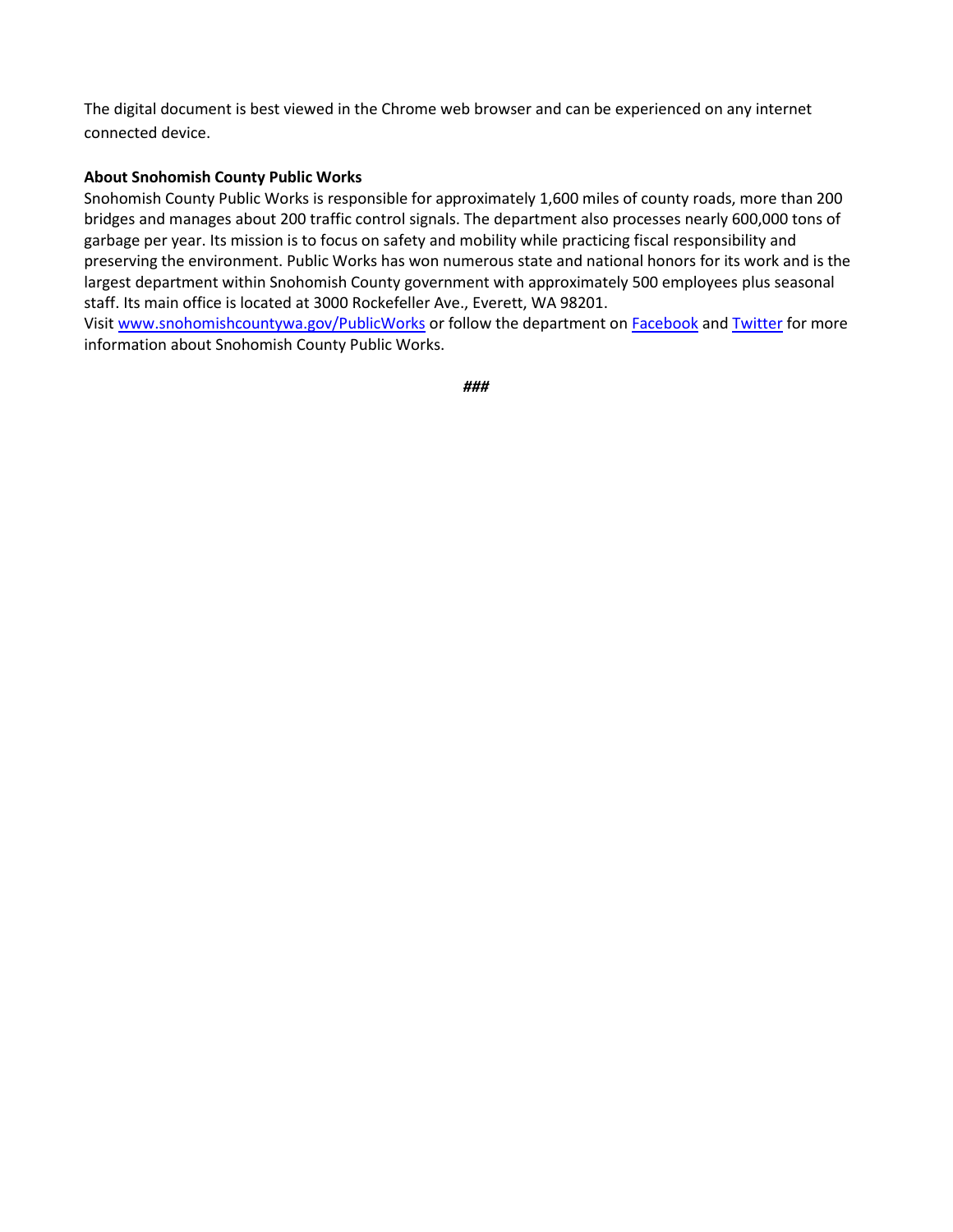The digital document is best viewed in the Chrome web browser and can be experienced on any internet connected device.

**About Snohomish County Public Works**

Snohomish County Public Works is responsible for approximately 1,600 miles of county roads, more than 200 bridges and manages about 200 traffic control signals. The department also processes nearly 600,000 tons of garbage per year. Its mission is to focus on safety and mobility while practicing fiscal responsibility and preserving the environment. Public Works has won numerous state and national honors for its work and is the largest department within Snohomish County government with approximately 500 employees plus seasonal staff. Its main office is located at 3000 Rockefeller Ave., Everett, WA 98201.

Visit [www.snohomishcountywa.gov/PublicWorks](http://www.snohomishcountywa.gov/PublicWorks) or follow the department on Facebook and Twitter for more information about Snohomish County Public Works.

***###***